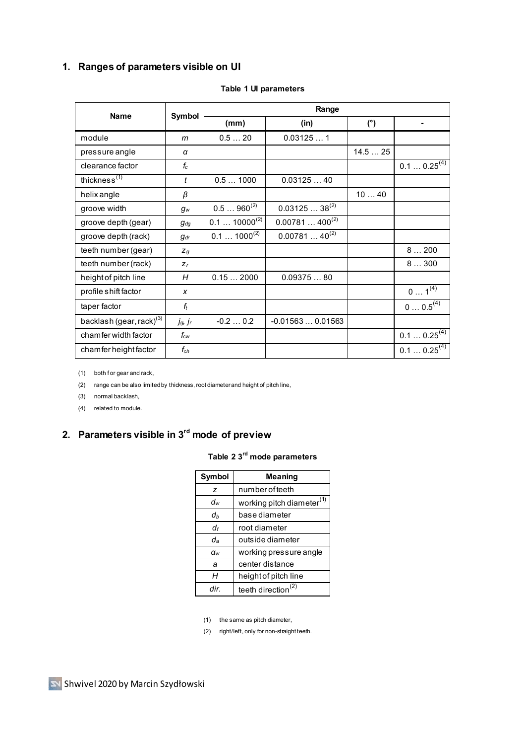## 1. Ranges of parameters visible on UI

**Table 1 UI parameters**

| Name | Symbol | Range | | | |
|---|---|---|---|---|---|
| | | (mm) | (in) | (°) | - |
| module | $m$ | 0.5 … 20 | 0.03125 … 1 | | |
| pressure angle | $\alpha$ | | | 14.5 … 25 | |
| clearance factor | $f_c$ | | | | 0.1 … 0.25(4) |
| thickness(1) | $t$ | 0.5 … 1000 | 0.03125 … 40 | | |
| helix angle | $\beta$ | | | 10 … 40 | |
| groove width | $g_w$ | 0.5 … 960(2) | 0.03125 … 38(2) | | |
| groove depth (gear) | $g_{dg}$ | 0.1 … 10000(2) | 0.00781 … 400(2) | | |
| groove depth (rack) | $g_{dr}$ | 0.1 … 1000(2) | 0.00781 … 40(2) | | |
| teeth number (gear) | $z_g$ | | | | 8 … 200 |
| teeth number (rack) | $z_r$ | | | | 8 … 300 |
| height of pitch line | $H$ | 0.15 … 2000 | 0.09375 … 80 | | |
| profile shift factor | $x$ | | | | 0 … 1(4) |
| taper factor | $f_t$ | | | | 0 … 0.5(4) |
| backlash (gear, rack)(3) | $j_g$, $j_r$ | -0.2 … 0.2 | -0.01563 … 0.01563 | | |
| chamfer width factor | $f_{cw}$ | | | | 0.1 … 0.25(4) |
| chamfer height factor | $f_{ch}$ | | | | 0.1 … 0.25(4) |

(1) both for gear and rack,

(2) range can be also limited by thickness, root diameter and height of pitch line,

(3) normal backlash,

(4) related to module.

## 2. Parameters visible in 3rd mode of preview

**Table 2 3rd mode parameters**

| Symbol | Meaning |
|---|---|
| $z$ | number of teeth |
| $d_w$ | working pitch diameter(1) |
| $d_b$ | base diameter |
| $d_f$ | root diameter |
| $d_a$ | outside diameter |
| $\alpha_w$ | working pressure angle |
| $a$ | center distance |
| $H$ | height of pitch line |
| *dir.* | teeth direction(2) |

(1) the same as pitch diameter,

(2) right/left, only for non-straight teeth.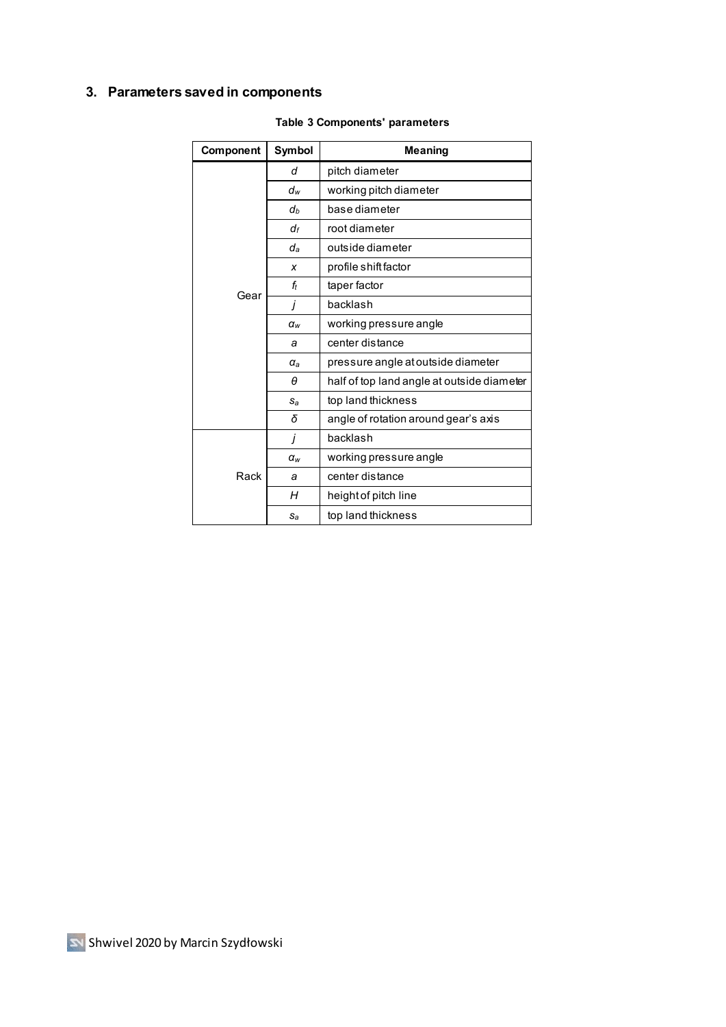## 3. Parameters saved in components

**Table 3 Components' parameters**

| Component | Symbol | Meaning |
|---|---|---|
| Gear | $d$ | pitch diameter |
| | $d_w$ | working pitch diameter |
| | $d_b$ | base diameter |
| | $d_f$ | root diameter |
| | $d_a$ | outside diameter |
| | $x$ | profile shift factor |
| | $f_t$ | taper factor |
| | $j$ | backlash |
| | $\alpha_w$ | working pressure angle |
| | $a$ | center distance |
| | $\alpha_a$ | pressure angle at outside diameter |
| | $\theta$ | half of top land angle at outside diameter |
| | $s_a$ | top land thickness |
| | $\delta$ | angle of rotation around gear's axis |
| Rack | $j$ | backlash |
| | $\alpha_w$ | working pressure angle |
| | $a$ | center distance |
| | $H$ | height of pitch line |
| | $s_a$ | top land thickness |